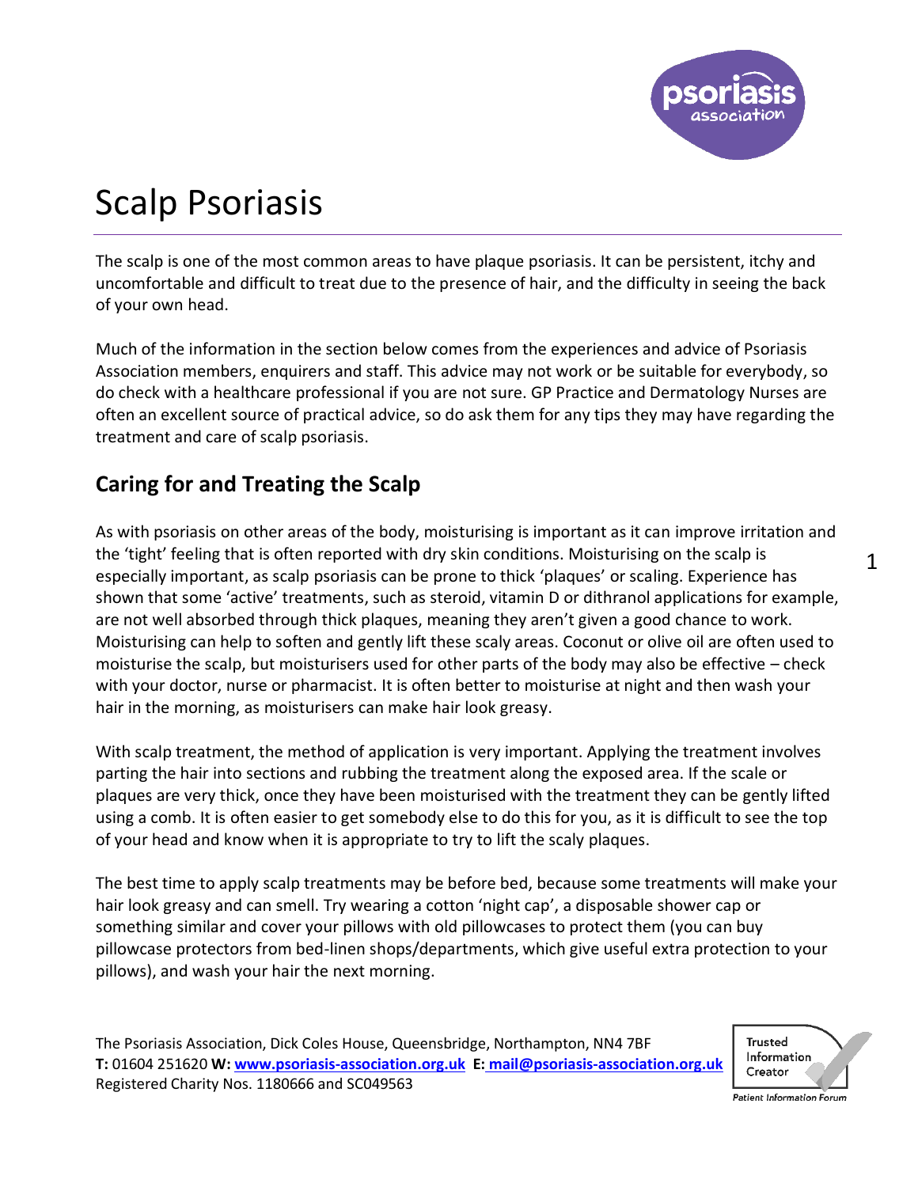# Scalp Psoriasis

The scalp is one of the most common areas to have plaque psoriasis. It can be persistent, itchy and uncomfortable and difficult to treat due to the presence of hair, and the difficulty in seeing the back of your own head.

Much of the information in the section below comes from the experiences and advice of Psoriasis Association members, enquirers and staff. This advice may not work or be suitable for everybody, so do check with a healthcare professional if you are not sure. GP Practice and Dermatology Nurses are often an excellent source of practical advice, so do ask them for any tips they may have regarding the treatment and care of scalp psoriasis.

## Caring for and Treating the Scalp

As with psoriasis on other areas of the body, moisturising is important as it can improve irritation and the 'tight' feeling that is often reported with dry skin conditions. Moisturising on the scalp is especially important, as scalp psoriasis can be prone to thick 'plaques' or scaling. Experience has shown that some 'active' treatments, such as steroid, vitamin D or dithranol applications for example, are not well absorbed through thick plaques, meaning they aren't given a good chance to work. Moisturising can help to soften and gently lift these scaly areas. Coconut or olive oil are often used to moisturise the scalp, but moisturisers used for other parts of the body may also be effective – check with your doctor, nurse or pharmacist. It is often better to moisturise at night and then wash your hair in the morning, as moisturisers can make hair look greasy.

With scalp treatment, the method of application is very important. Applying the treatment involves parting the hair into sections and rubbing the treatment along the exposed area. If the scale or plaques are very thick, once they have been moisturised with the treatment they can be gently lifted using a comb. It is often easier to get somebody else to do this for you, as it is difficult to see the top of your head and know when it is appropriate to try to lift the scaly plaques.

The best time to apply scalp treatments may be before bed, because some treatments will make your hair look greasy and can smell. Try wearing a cotton 'night cap', a disposable shower cap or something similar and cover your pillows with old pillowcases to protect them (you can buy pillowcase protectors from bed-linen shops/departments, which give useful extra protection to your pillows), and wash your hair the next morning.

The Psoriasis Association, Dick Coles House, Queensbridge, Northampton, NN4 7BF
**T:** 01604 251620 **W:** www.psoriasis-association.org.uk **E:** mail@psoriasis-association.org.uk
Registered Charity Nos. 1180666 and SC049563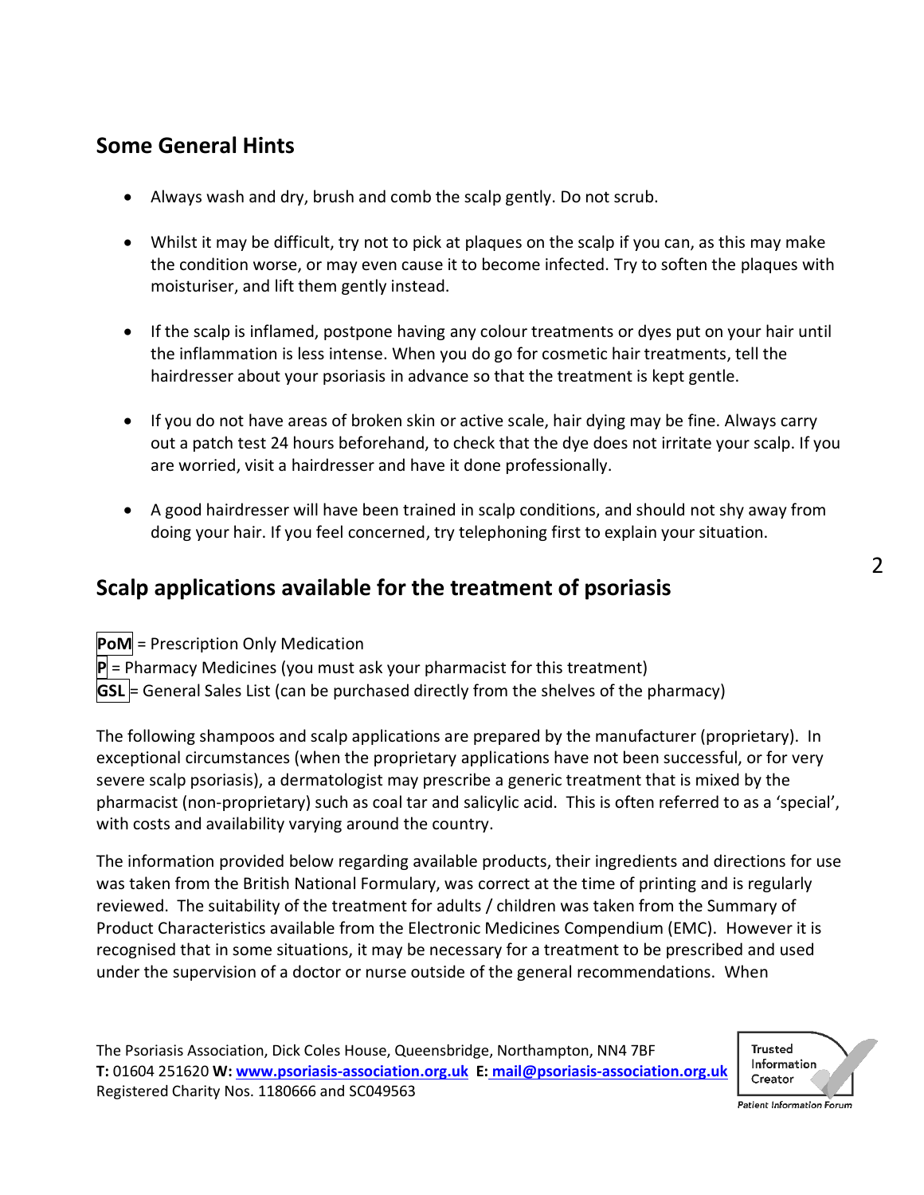## Some General Hints

- Always wash and dry, brush and comb the scalp gently. Do not scrub.
- Whilst it may be difficult, try not to pick at plaques on the scalp if you can, as this may make the condition worse, or may even cause it to become infected. Try to soften the plaques with moisturiser, and lift them gently instead.
- If the scalp is inflamed, postpone having any colour treatments or dyes put on your hair until the inflammation is less intense. When you do go for cosmetic hair treatments, tell the hairdresser about your psoriasis in advance so that the treatment is kept gentle.
- If you do not have areas of broken skin or active scale, hair dying may be fine. Always carry out a patch test 24 hours beforehand, to check that the dye does not irritate your scalp. If you are worried, visit a hairdresser and have it done professionally.
- A good hairdresser will have been trained in scalp conditions, and should not shy away from doing your hair. If you feel concerned, try telephoning first to explain your situation.

## Scalp applications available for the treatment of psoriasis

**PoM** = Prescription Only Medication
**P** = Pharmacy Medicines (you must ask your pharmacist for this treatment)
**GSL** = General Sales List (can be purchased directly from the shelves of the pharmacy)

The following shampoos and scalp applications are prepared by the manufacturer (proprietary). In exceptional circumstances (when the proprietary applications have not been successful, or for very severe scalp psoriasis), a dermatologist may prescribe a generic treatment that is mixed by the pharmacist (non-proprietary) such as coal tar and salicylic acid. This is often referred to as a 'special', with costs and availability varying around the country.

The information provided below regarding available products, their ingredients and directions for use was taken from the British National Formulary, was correct at the time of printing and is regularly reviewed. The suitability of the treatment for adults / children was taken from the Summary of Product Characteristics available from the Electronic Medicines Compendium (EMC). However it is recognised that in some situations, it may be necessary for a treatment to be prescribed and used under the supervision of a doctor or nurse outside of the general recommendations. When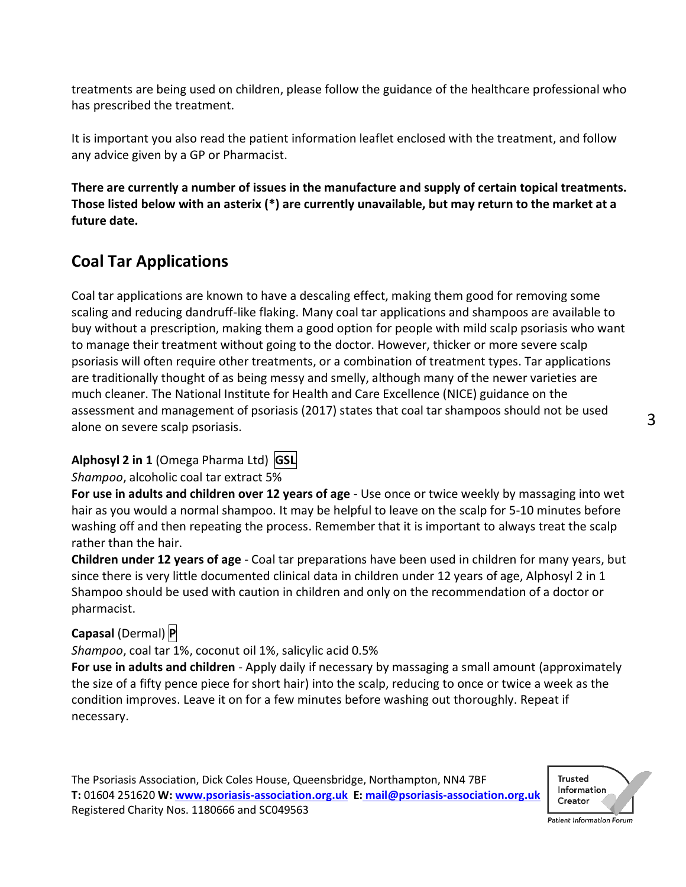treatments are being used on children, please follow the guidance of the healthcare professional who has prescribed the treatment.

It is important you also read the patient information leaflet enclosed with the treatment, and follow any advice given by a GP or Pharmacist.

**There are currently a number of issues in the manufacture and supply of certain topical treatments. Those listed below with an asterix (*) are currently unavailable, but may return to the market at a future date.**

## Coal Tar Applications

Coal tar applications are known to have a descaling effect, making them good for removing some scaling and reducing dandruff-like flaking. Many coal tar applications and shampoos are available to buy without a prescription, making them a good option for people with mild scalp psoriasis who want to manage their treatment without going to the doctor. However, thicker or more severe scalp psoriasis will often require other treatments, or a combination of treatment types. Tar applications are traditionally thought of as being messy and smelly, although many of the newer varieties are much cleaner. The National Institute for Health and Care Excellence (NICE) guidance on the assessment and management of psoriasis (2017) states that coal tar shampoos should not be used alone on severe scalp psoriasis.

**Alphosyl 2 in 1** (Omega Pharma Ltd) **GSL**

*Shampoo*, alcoholic coal tar extract 5%

**For use in adults and children over 12 years of age** - Use once or twice weekly by massaging into wet hair as you would a normal shampoo. It may be helpful to leave on the scalp for 5-10 minutes before washing off and then repeating the process. Remember that it is important to always treat the scalp rather than the hair.

**Children under 12 years of age** - Coal tar preparations have been used in children for many years, but since there is very little documented clinical data in children under 12 years of age, Alphosyl 2 in 1 Shampoo should be used with caution in children and only on the recommendation of a doctor or pharmacist.

**Capasal** (Dermal) **P**

*Shampoo*, coal tar 1%, coconut oil 1%, salicylic acid 0.5%

**For use in adults and children** - Apply daily if necessary by massaging a small amount (approximately the size of a fifty pence piece for short hair) into the scalp, reducing to once or twice a week as the condition improves. Leave it on for a few minutes before washing out thoroughly. Repeat if necessary.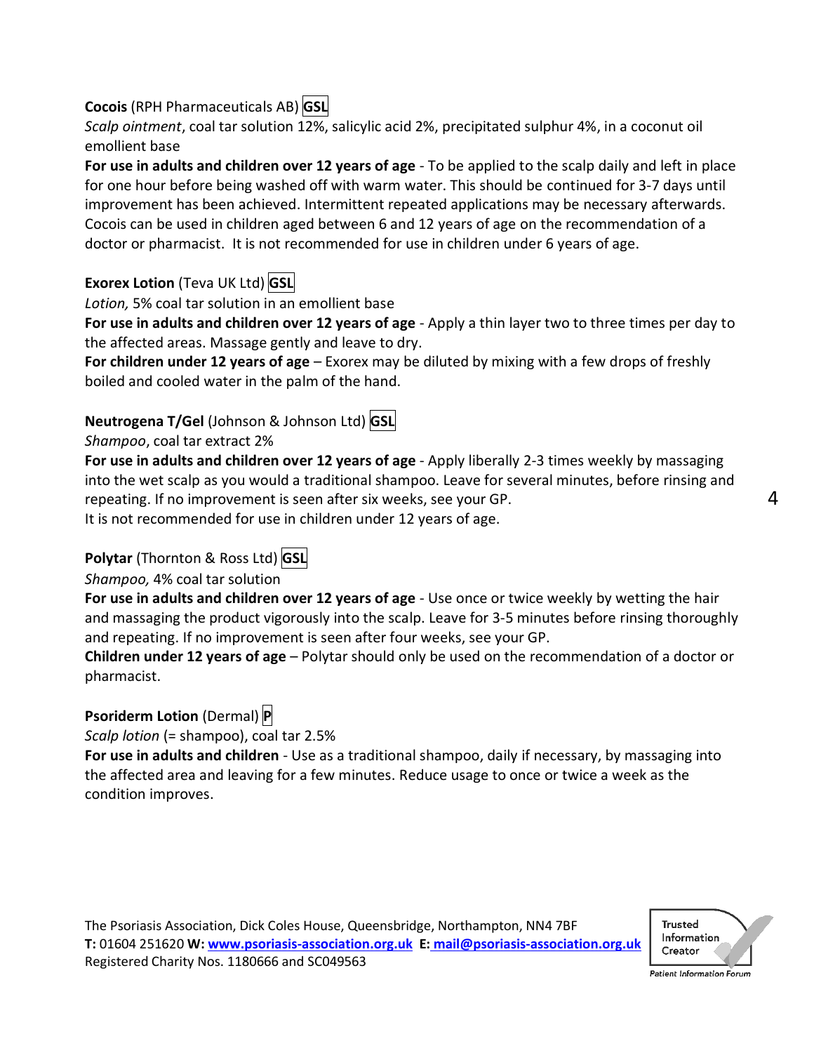**Cocois** (RPH Pharmaceuticals AB) **GSL**

*Scalp ointment*, coal tar solution 12%, salicylic acid 2%, precipitated sulphur 4%, in a coconut oil emollient base

**For use in adults and children over 12 years of age** - To be applied to the scalp daily and left in place for one hour before being washed off with warm water. This should be continued for 3-7 days until improvement has been achieved. Intermittent repeated applications may be necessary afterwards. Cocois can be used in children aged between 6 and 12 years of age on the recommendation of a doctor or pharmacist. It is not recommended for use in children under 6 years of age.

**Exorex Lotion** (Teva UK Ltd) **GSL**

*Lotion,* 5% coal tar solution in an emollient base

**For use in adults and children over 12 years of age** - Apply a thin layer two to three times per day to the affected areas. Massage gently and leave to dry.

**For children under 12 years of age** – Exorex may be diluted by mixing with a few drops of freshly boiled and cooled water in the palm of the hand.

**Neutrogena T/Gel** (Johnson & Johnson Ltd) **GSL**

*Shampoo*, coal tar extract 2%

**For use in adults and children over 12 years of age** - Apply liberally 2-3 times weekly by massaging into the wet scalp as you would a traditional shampoo. Leave for several minutes, before rinsing and repeating. If no improvement is seen after six weeks, see your GP.

It is not recommended for use in children under 12 years of age.

**Polytar** (Thornton & Ross Ltd) **GSL**

*Shampoo,* 4% coal tar solution

**For use in adults and children over 12 years of age** - Use once or twice weekly by wetting the hair and massaging the product vigorously into the scalp. Leave for 3-5 minutes before rinsing thoroughly and repeating. If no improvement is seen after four weeks, see your GP.

**Children under 12 years of age** – Polytar should only be used on the recommendation of a doctor or pharmacist.

**Psoriderm Lotion** (Dermal) **P**

*Scalp lotion* (= shampoo), coal tar 2.5%

**For use in adults and children** - Use as a traditional shampoo, daily if necessary, by massaging into the affected area and leaving for a few minutes. Reduce usage to once or twice a week as the condition improves.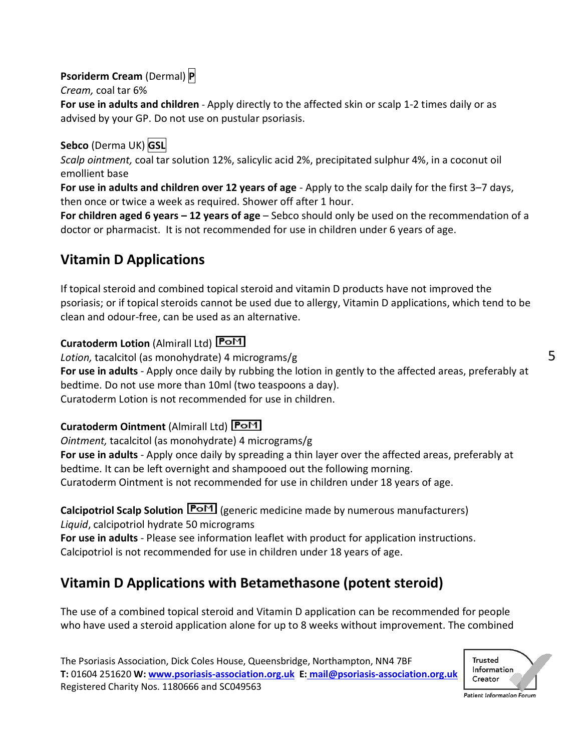**Psoriderm Cream** (Dermal) **P**

*Cream,* coal tar 6%

**For use in adults and children** - Apply directly to the affected skin or scalp 1-2 times daily or as advised by your GP. Do not use on pustular psoriasis.

**Sebco** (Derma UK) **GSL**

*Scalp ointment,* coal tar solution 12%, salicylic acid 2%, precipitated sulphur 4%, in a coconut oil emollient base

**For use in adults and children over 12 years of age** - Apply to the scalp daily for the first 3–7 days, then once or twice a week as required. Shower off after 1 hour.

**For children aged 6 years – 12 years of age** – Sebco should only be used on the recommendation of a doctor or pharmacist. It is not recommended for use in children under 6 years of age.

## Vitamin D Applications

If topical steroid and combined topical steroid and vitamin D products have not improved the psoriasis; or if topical steroids cannot be used due to allergy, Vitamin D applications, which tend to be clean and odour-free, can be used as an alternative.

**Curatoderm Lotion** (Almirall Ltd) PoM

*Lotion,* tacalcitol (as monohydrate) 4 micrograms/g

**For use in adults** - Apply once daily by rubbing the lotion in gently to the affected areas, preferably at bedtime. Do not use more than 10ml (two teaspoons a day).

Curatoderm Lotion is not recommended for use in children.

**Curatoderm Ointment** (Almirall Ltd) PoM

*Ointment,* tacalcitol (as monohydrate) 4 micrograms/g

**For use in adults** - Apply once daily by spreading a thin layer over the affected areas, preferably at bedtime. It can be left overnight and shampooed out the following morning.

Curatoderm Ointment is not recommended for use in children under 18 years of age.

**Calcipotriol Scalp Solution** PoM (generic medicine made by numerous manufacturers)

*Liquid*, calcipotriol hydrate 50 micrograms

**For use in adults** - Please see information leaflet with product for application instructions.

Calcipotriol is not recommended for use in children under 18 years of age.

## Vitamin D Applications with Betamethasone (potent steroid)

The use of a combined topical steroid and Vitamin D application can be recommended for people who have used a steroid application alone for up to 8 weeks without improvement. The combined

The Psoriasis Association, Dick Coles House, Queensbridge, Northampton, NN4 7BF
**T:** 01604 251620 **W:** **www.psoriasis-association.org.uk** **E:** **mail@psoriasis-association.org.uk**
Registered Charity Nos. 1180666 and SC049563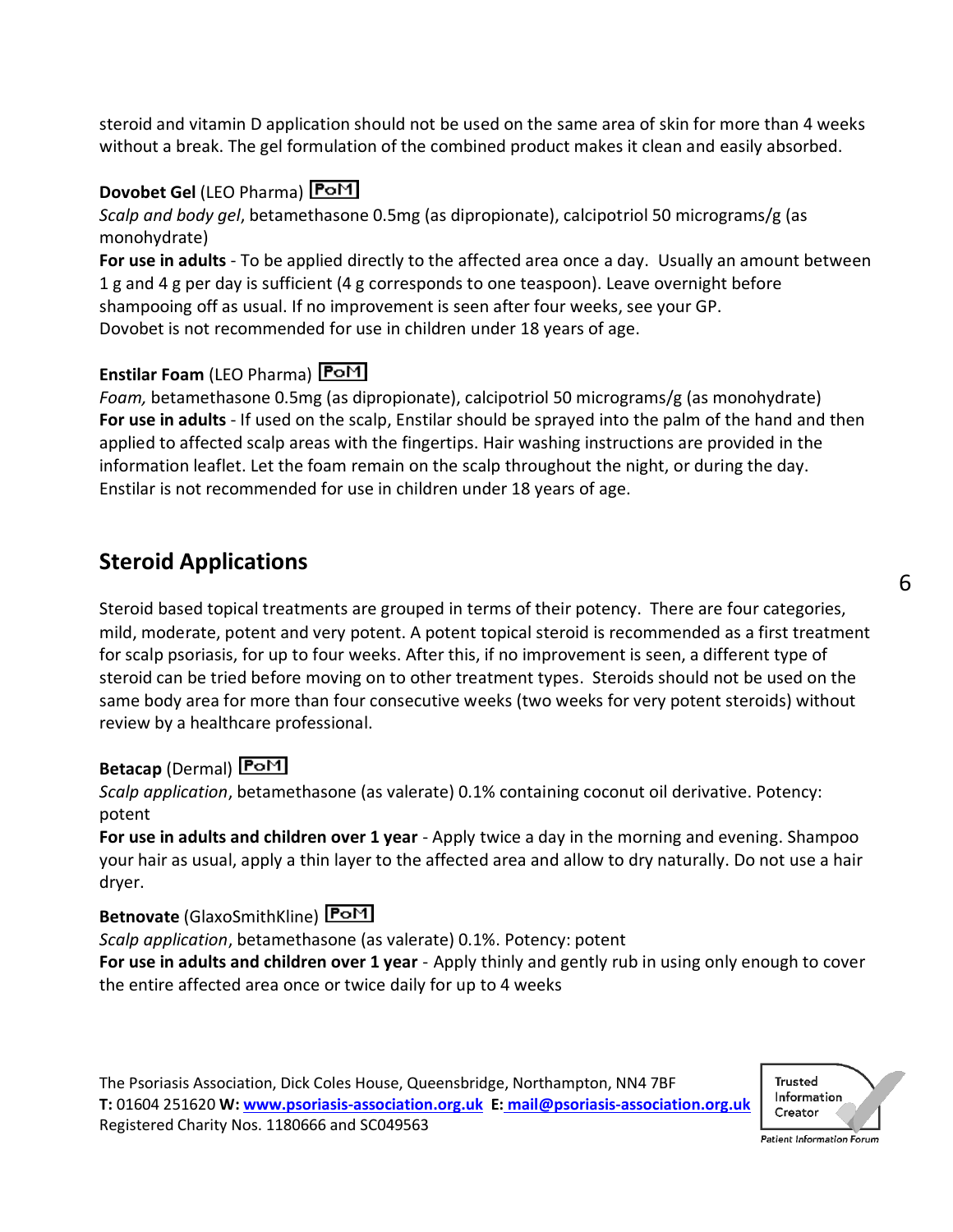steroid and vitamin D application should not be used on the same area of skin for more than 4 weeks without a break. The gel formulation of the combined product makes it clean and easily absorbed.

**Dovobet Gel** (LEO Pharma) PoM
*Scalp and body gel*, betamethasone 0.5mg (as dipropionate), calcipotriol 50 micrograms/g (as monohydrate)
**For use in adults** - To be applied directly to the affected area once a day. Usually an amount between 1 g and 4 g per day is sufficient (4 g corresponds to one teaspoon). Leave overnight before shampooing off as usual. If no improvement is seen after four weeks, see your GP.
Dovobet is not recommended for use in children under 18 years of age.

**Enstilar Foam** (LEO Pharma) PoM
*Foam,* betamethasone 0.5mg (as dipropionate), calcipotriol 50 micrograms/g (as monohydrate)
**For use in adults** - If used on the scalp, Enstilar should be sprayed into the palm of the hand and then applied to affected scalp areas with the fingertips. Hair washing instructions are provided in the information leaflet. Let the foam remain on the scalp throughout the night, or during the day.
Enstilar is not recommended for use in children under 18 years of age.

## Steroid Applications

Steroid based topical treatments are grouped in terms of their potency. There are four categories, mild, moderate, potent and very potent. A potent topical steroid is recommended as a first treatment for scalp psoriasis, for up to four weeks. After this, if no improvement is seen, a different type of steroid can be tried before moving on to other treatment types. Steroids should not be used on the same body area for more than four consecutive weeks (two weeks for very potent steroids) without review by a healthcare professional.

**Betacap** (Dermal) PoM
*Scalp application*, betamethasone (as valerate) 0.1% containing coconut oil derivative. Potency: potent
**For use in adults and children over 1 year** - Apply twice a day in the morning and evening. Shampoo your hair as usual, apply a thin layer to the affected area and allow to dry naturally. Do not use a hair dryer.

**Betnovate** (GlaxoSmithKline) PoM
*Scalp application*, betamethasone (as valerate) 0.1%. Potency: potent
**For use in adults and children over 1 year** - Apply thinly and gently rub in using only enough to cover the entire affected area once or twice daily for up to 4 weeks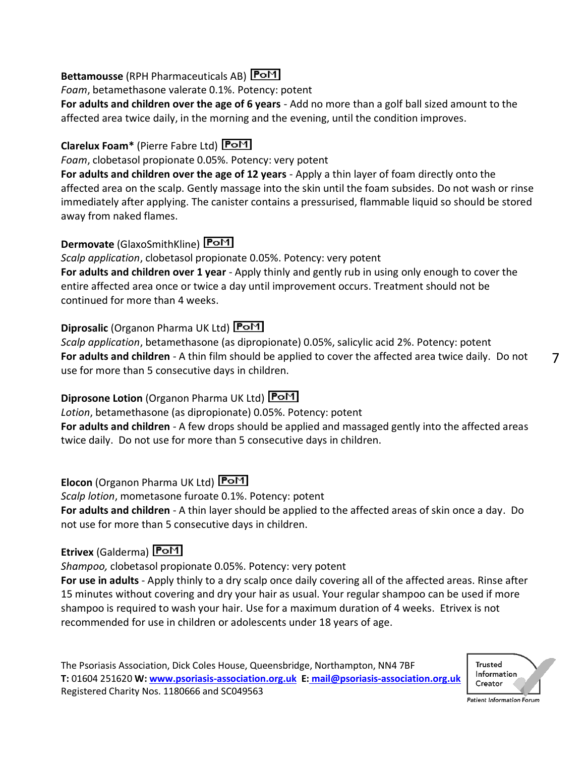**Bettamousse** (RPH Pharmaceuticals AB) [PoM]

*Foam*, betamethasone valerate 0.1%. Potency: potent

**For adults and children over the age of 6 years** - Add no more than a golf ball sized amount to the affected area twice daily, in the morning and the evening, until the condition improves.

**Clarelux Foam*** (Pierre Fabre Ltd) [PoM]

*Foam*, clobetasol propionate 0.05%. Potency: very potent

**For adults and children over the age of 12 years** - Apply a thin layer of foam directly onto the affected area on the scalp. Gently massage into the skin until the foam subsides. Do not wash or rinse immediately after applying. The canister contains a pressurised, flammable liquid so should be stored away from naked flames.

**Dermovate** (GlaxoSmithKline) [PoM]

*Scalp application*, clobetasol propionate 0.05%. Potency: very potent

**For adults and children over 1 year** - Apply thinly and gently rub in using only enough to cover the entire affected area once or twice a day until improvement occurs. Treatment should not be continued for more than 4 weeks.

**Diprosalic** (Organon Pharma UK Ltd) [PoM]

*Scalp application*, betamethasone (as dipropionate) 0.05%, salicylic acid 2%. Potency: potent

**For adults and children** - A thin film should be applied to cover the affected area twice daily. Do not use for more than 5 consecutive days in children.

**Diprosone Lotion** (Organon Pharma UK Ltd) [PoM]

*Lotion*, betamethasone (as dipropionate) 0.05%. Potency: potent

**For adults and children** - A few drops should be applied and massaged gently into the affected areas twice daily. Do not use for more than 5 consecutive days in children.

**Elocon** (Organon Pharma UK Ltd) [PoM]

*Scalp lotion*, mometasone furoate 0.1%. Potency: potent

**For adults and children** - A thin layer should be applied to the affected areas of skin once a day. Do not use for more than 5 consecutive days in children.

**Etrivex** (Galderma) [PoM]

*Shampoo,* clobetasol propionate 0.05%. Potency: very potent

**For use in adults** - Apply thinly to a dry scalp once daily covering all of the affected areas. Rinse after 15 minutes without covering and dry your hair as usual. Your regular shampoo can be used if more shampoo is required to wash your hair. Use for a maximum duration of 4 weeks. Etrivex is not recommended for use in children or adolescents under 18 years of age.

The Psoriasis Association, Dick Coles House, Queensbridge, Northampton, NN4 7BF
**T:** 01604 251620 **W:** www.psoriasis-association.org.uk **E:** mail@psoriasis-association.org.uk
Registered Charity Nos. 1180666 and SC049563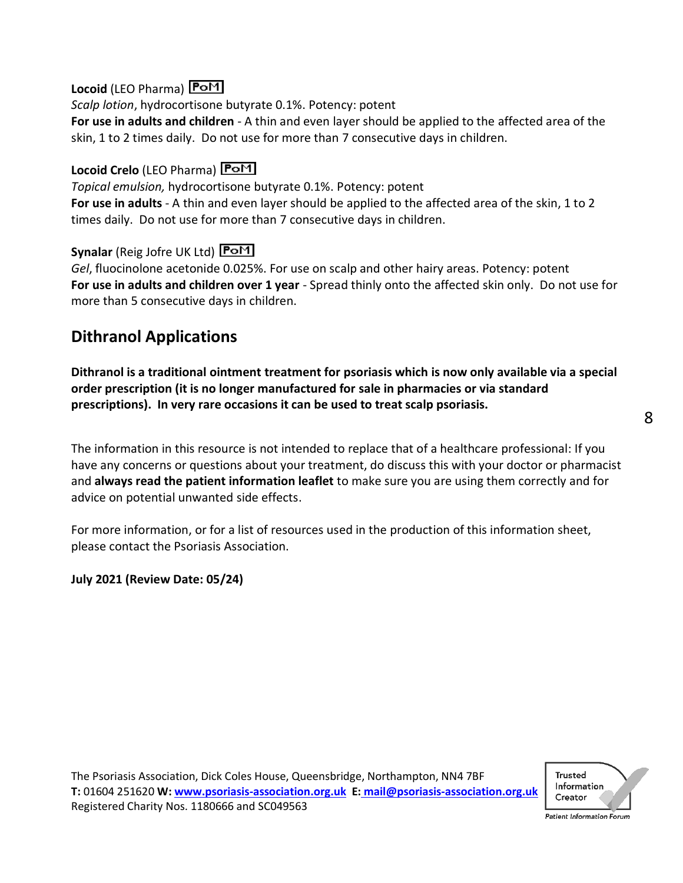**Locoid** (LEO Pharma) PoM
*Scalp lotion*, hydrocortisone butyrate 0.1%. Potency: potent
**For use in adults and children** - A thin and even layer should be applied to the affected area of the skin, 1 to 2 times daily. Do not use for more than 7 consecutive days in children.

**Locoid Crelo** (LEO Pharma) PoM
*Topical emulsion,* hydrocortisone butyrate 0.1%. Potency: potent
**For use in adults** - A thin and even layer should be applied to the affected area of the skin, 1 to 2 times daily. Do not use for more than 7 consecutive days in children.

**Synalar** (Reig Jofre UK Ltd) PoM
*Gel*, fluocinolone acetonide 0.025%. For use on scalp and other hairy areas. Potency: potent
**For use in adults and children over 1 year** - Spread thinly onto the affected skin only. Do not use for more than 5 consecutive days in children.

## Dithranol Applications

**Dithranol is a traditional ointment treatment for psoriasis which is now only available via a special order prescription (it is no longer manufactured for sale in pharmacies or via standard prescriptions). In very rare occasions it can be used to treat scalp psoriasis.**

The information in this resource is not intended to replace that of a healthcare professional: If you have any concerns or questions about your treatment, do discuss this with your doctor or pharmacist and **always read the patient information leaflet** to make sure you are using them correctly and for advice on potential unwanted side effects.

For more information, or for a list of resources used in the production of this information sheet, please contact the Psoriasis Association.

**July 2021 (Review Date: 05/24)**

The Psoriasis Association, Dick Coles House, Queensbridge, Northampton, NN4 7BF
**T:** 01604 251620 **W:** **www.psoriasis-association.org.uk** **E:** **mail@psoriasis-association.org.uk**
Registered Charity Nos. 1180666 and SC049563

Trusted Information Creator
Patient Information Forum